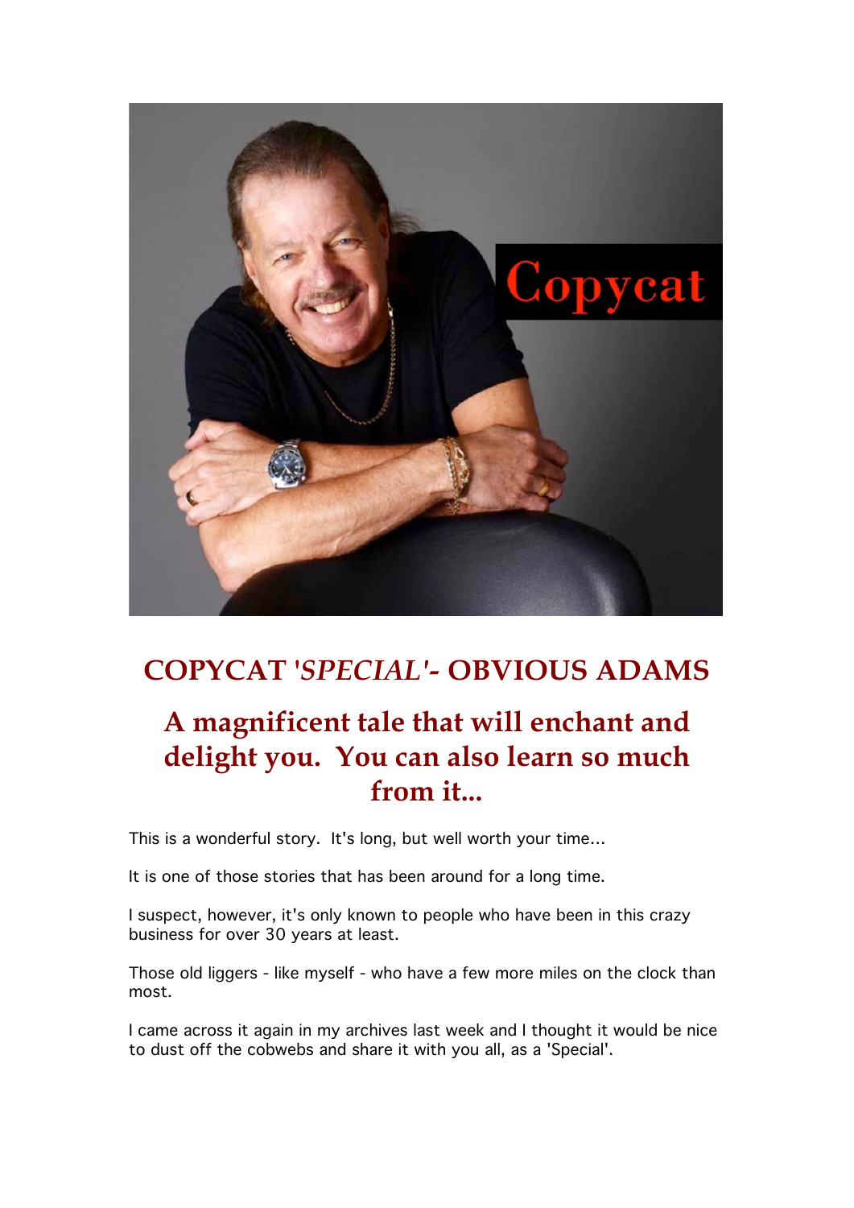# COPYCAT '*SPECIAL'*- OBVIOUS ADAMS

## A magnificent tale that will enchant and delight you. You can also learn so much from it...

This is a wonderful story. It's long, but well worth your time...

It is one of those stories that has been around for a long time.

I suspect, however, it's only known to people who have been in this crazy business for over 30 years at least.

Those old liggers - like myself - who have a few more miles on the clock than most.

I came across it again in my archives last week and I thought it would be nice to dust off the cobwebs and share it with you all, as a 'Special'.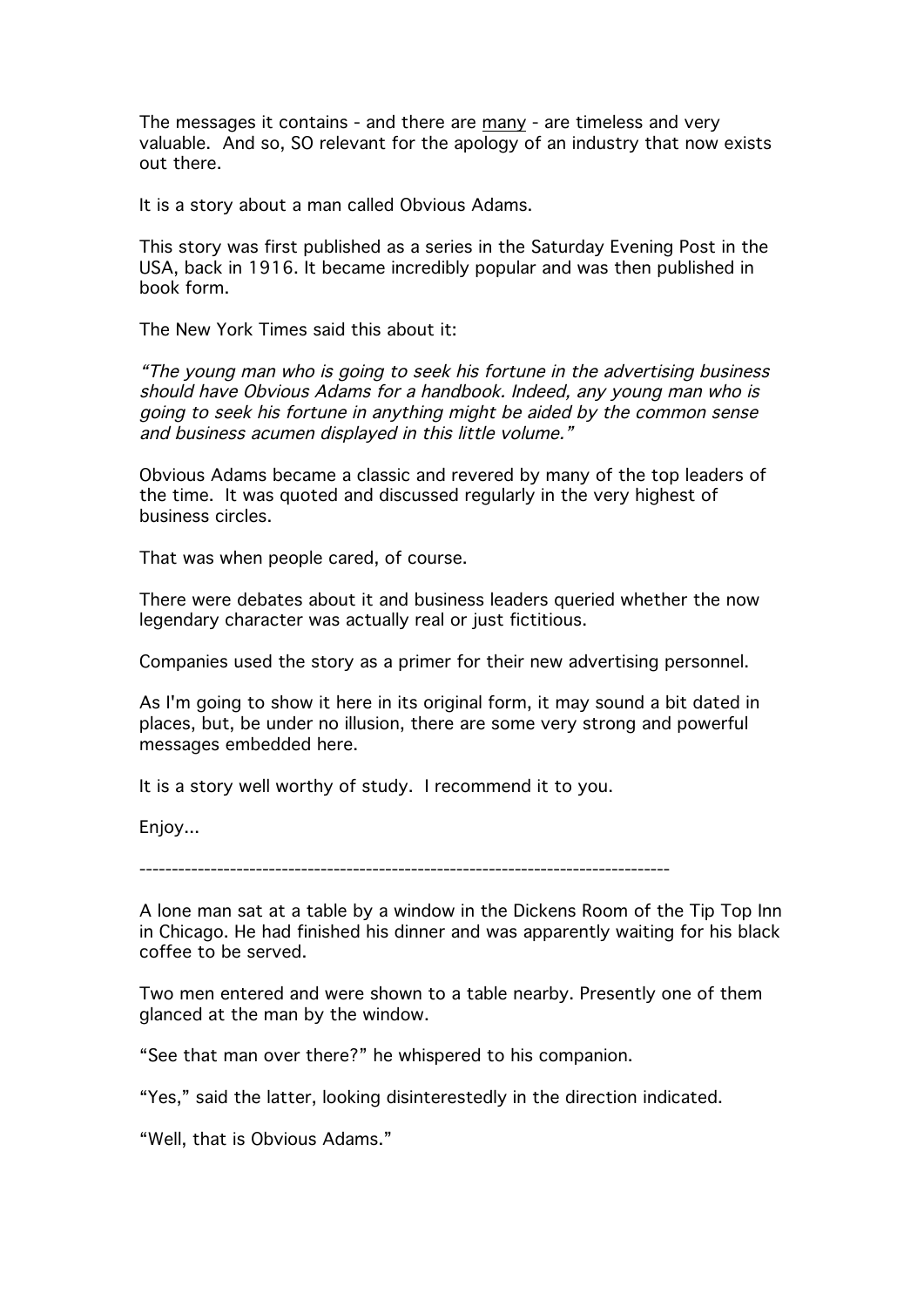The messages it contains - and there are <u>many</u> - are timeless and very valuable. And so, SO relevant for the apology of an industry that now exists out there.

It is a story about a man called Obvious Adams.

This story was first published as a series in the Saturday Evening Post in the USA, back in 1916. It became incredibly popular and was then published in book form.

The New York Times said this about it:

*"The young man who is going to seek his fortune in the advertising business should have Obvious Adams for a handbook. Indeed, any young man who is going to seek his fortune in anything might be aided by the common sense and business acumen displayed in this little volume."*

Obvious Adams became a classic and revered by many of the top leaders of the time. It was quoted and discussed regularly in the very highest of business circles.

That was when people cared, of course.

There were debates about it and business leaders queried whether the now legendary character was actually real or just fictitious.

Companies used the story as a primer for their new advertising personnel.

As I'm going to show it here in its original form, it may sound a bit dated in places, but, be under no illusion, there are some very strong and powerful messages embedded here.

It is a story well worthy of study. I recommend it to you.

Enjoy...

---

A lone man sat at a table by a window in the Dickens Room of the Tip Top Inn in Chicago. He had finished his dinner and was apparently waiting for his black coffee to be served.

Two men entered and were shown to a table nearby. Presently one of them glanced at the man by the window.

"See that man over there?" he whispered to his companion.

"Yes," said the latter, looking disinterestedly in the direction indicated.

"Well, that is Obvious Adams."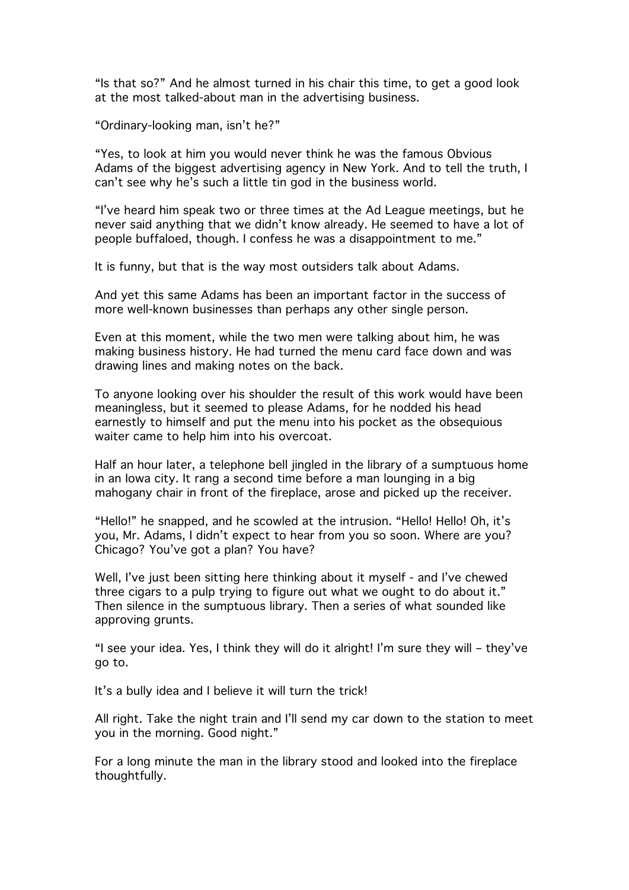"Is that so?" And he almost turned in his chair this time, to get a good look at the most talked-about man in the advertising business.

"Ordinary-looking man, isn't he?"

"Yes, to look at him you would never think he was the famous Obvious Adams of the biggest advertising agency in New York. And to tell the truth, I can't see why he's such a little tin god in the business world.

"I've heard him speak two or three times at the Ad League meetings, but he never said anything that we didn't know already. He seemed to have a lot of people buffaloed, though. I confess he was a disappointment to me."

It is funny, but that is the way most outsiders talk about Adams.

And yet this same Adams has been an important factor in the success of more well-known businesses than perhaps any other single person.

Even at this moment, while the two men were talking about him, he was making business history. He had turned the menu card face down and was drawing lines and making notes on the back.

To anyone looking over his shoulder the result of this work would have been meaningless, but it seemed to please Adams, for he nodded his head earnestly to himself and put the menu into his pocket as the obsequious waiter came to help him into his overcoat.

Half an hour later, a telephone bell jingled in the library of a sumptuous home in an Iowa city. It rang a second time before a man lounging in a big mahogany chair in front of the fireplace, arose and picked up the receiver.

"Hello!" he snapped, and he scowled at the intrusion. "Hello! Hello! Oh, it's you, Mr. Adams, I didn't expect to hear from you so soon. Where are you? Chicago? You've got a plan? You have?

Well, I've just been sitting here thinking about it myself - and I've chewed three cigars to a pulp trying to figure out what we ought to do about it." Then silence in the sumptuous library. Then a series of what sounded like approving grunts.

"I see your idea. Yes, I think they will do it alright! I'm sure they will – they've go to.

It's a bully idea and I believe it will turn the trick!

All right. Take the night train and I'll send my car down to the station to meet you in the morning. Good night."

For a long minute the man in the library stood and looked into the fireplace thoughtfully.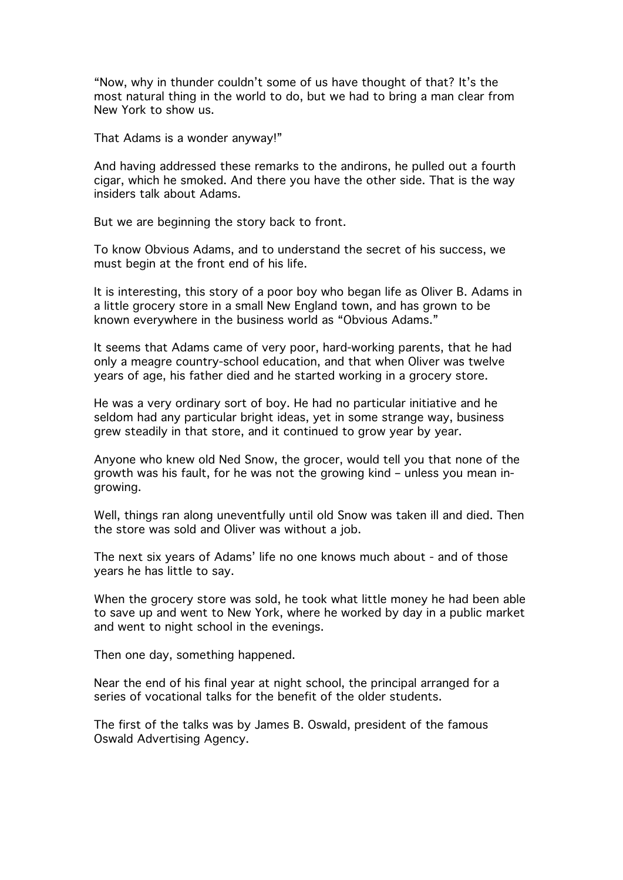"Now, why in thunder couldn't some of us have thought of that? It's the most natural thing in the world to do, but we had to bring a man clear from New York to show us.

That Adams is a wonder anyway!"

And having addressed these remarks to the andirons, he pulled out a fourth cigar, which he smoked. And there you have the other side. That is the way insiders talk about Adams.

But we are beginning the story back to front.

To know Obvious Adams, and to understand the secret of his success, we must begin at the front end of his life.

It is interesting, this story of a poor boy who began life as Oliver B. Adams in a little grocery store in a small New England town, and has grown to be known everywhere in the business world as "Obvious Adams."

It seems that Adams came of very poor, hard-working parents, that he had only a meagre country-school education, and that when Oliver was twelve years of age, his father died and he started working in a grocery store.

He was a very ordinary sort of boy. He had no particular initiative and he seldom had any particular bright ideas, yet in some strange way, business grew steadily in that store, and it continued to grow year by year.

Anyone who knew old Ned Snow, the grocer, would tell you that none of the growth was his fault, for he was not the growing kind – unless you mean in-growing.

Well, things ran along uneventfully until old Snow was taken ill and died. Then the store was sold and Oliver was without a job.

The next six years of Adams' life no one knows much about - and of those years he has little to say.

When the grocery store was sold, he took what little money he had been able to save up and went to New York, where he worked by day in a public market and went to night school in the evenings.

Then one day, something happened.

Near the end of his final year at night school, the principal arranged for a series of vocational talks for the benefit of the older students.

The first of the talks was by James B. Oswald, president of the famous Oswald Advertising Agency.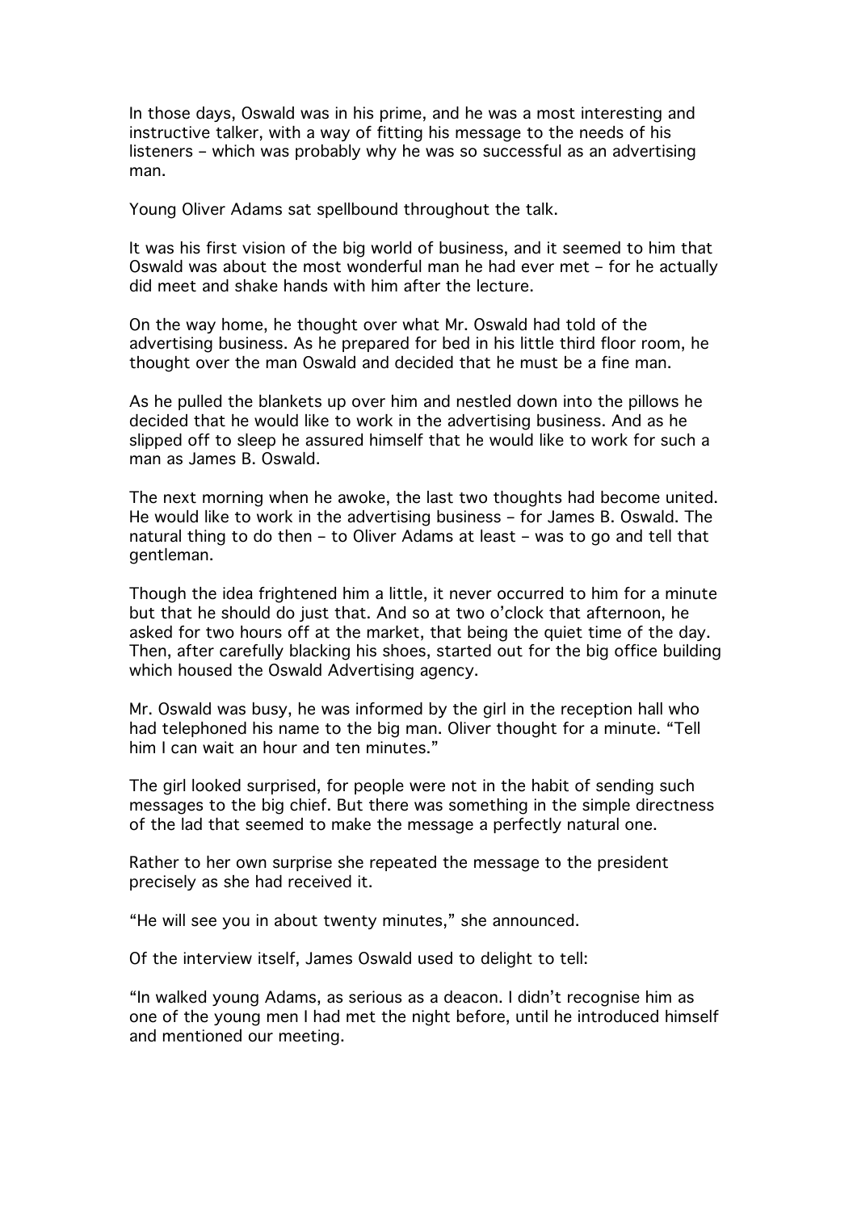In those days, Oswald was in his prime, and he was a most interesting and instructive talker, with a way of fitting his message to the needs of his listeners – which was probably why he was so successful as an advertising man.

Young Oliver Adams sat spellbound throughout the talk.

It was his first vision of the big world of business, and it seemed to him that Oswald was about the most wonderful man he had ever met – for he actually did meet and shake hands with him after the lecture.

On the way home, he thought over what Mr. Oswald had told of the advertising business. As he prepared for bed in his little third floor room, he thought over the man Oswald and decided that he must be a fine man.

As he pulled the blankets up over him and nestled down into the pillows he decided that he would like to work in the advertising business. And as he slipped off to sleep he assured himself that he would like to work for such a man as James B. Oswald.

The next morning when he awoke, the last two thoughts had become united. He would like to work in the advertising business – for James B. Oswald. The natural thing to do then – to Oliver Adams at least – was to go and tell that gentleman.

Though the idea frightened him a little, it never occurred to him for a minute but that he should do just that. And so at two o'clock that afternoon, he asked for two hours off at the market, that being the quiet time of the day. Then, after carefully blacking his shoes, started out for the big office building which housed the Oswald Advertising agency.

Mr. Oswald was busy, he was informed by the girl in the reception hall who had telephoned his name to the big man. Oliver thought for a minute. "Tell him I can wait an hour and ten minutes."

The girl looked surprised, for people were not in the habit of sending such messages to the big chief. But there was something in the simple directness of the lad that seemed to make the message a perfectly natural one.

Rather to her own surprise she repeated the message to the president precisely as she had received it.

"He will see you in about twenty minutes," she announced.

Of the interview itself, James Oswald used to delight to tell:

"In walked young Adams, as serious as a deacon. I didn't recognise him as one of the young men I had met the night before, until he introduced himself and mentioned our meeting.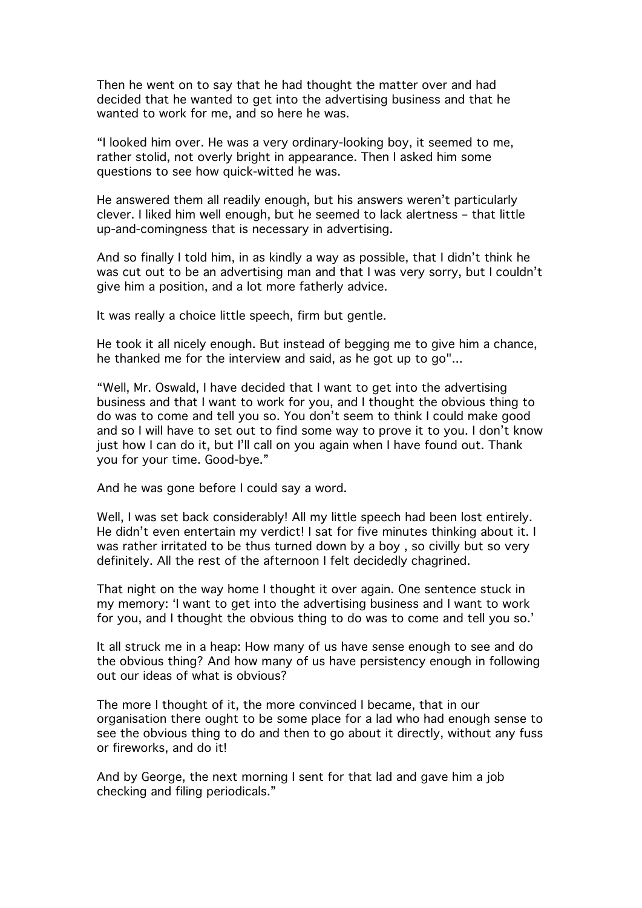Then he went on to say that he had thought the matter over and had decided that he wanted to get into the advertising business and that he wanted to work for me, and so here he was.

“I looked him over. He was a very ordinary-looking boy, it seemed to me, rather stolid, not overly bright in appearance. Then I asked him some questions to see how quick-witted he was.

He answered them all readily enough, but his answers weren’t particularly clever. I liked him well enough, but he seemed to lack alertness – that little up-and-comingness that is necessary in advertising.

And so finally I told him, in as kindly a way as possible, that I didn’t think he was cut out to be an advertising man and that I was very sorry, but I couldn’t give him a position, and a lot more fatherly advice.

It was really a choice little speech, firm but gentle.

He took it all nicely enough. But instead of begging me to give him a chance, he thanked me for the interview and said, as he got up to go"...

“Well, Mr. Oswald, I have decided that I want to get into the advertising business and that I want to work for you, and I thought the obvious thing to do was to come and tell you so. You don’t seem to think I could make good and so I will have to set out to find some way to prove it to you. I don’t know just how I can do it, but I’ll call on you again when I have found out. Thank you for your time. Good-bye.”

And he was gone before I could say a word.

Well, I was set back considerably! All my little speech had been lost entirely. He didn’t even entertain my verdict! I sat for five minutes thinking about it. I was rather irritated to be thus turned down by a boy , so civilly but so very definitely. All the rest of the afternoon I felt decidedly chagrined.

That night on the way home I thought it over again. One sentence stuck in my memory: ‘I want to get into the advertising business and I want to work for you, and I thought the obvious thing to do was to come and tell you so.’

It all struck me in a heap: How many of us have sense enough to see and do the obvious thing? And how many of us have persistency enough in following out our ideas of what is obvious?

The more I thought of it, the more convinced I became, that in our organisation there ought to be some place for a lad who had enough sense to see the obvious thing to do and then to go about it directly, without any fuss or fireworks, and do it!

And by George, the next morning I sent for that lad and gave him a job checking and filing periodicals.”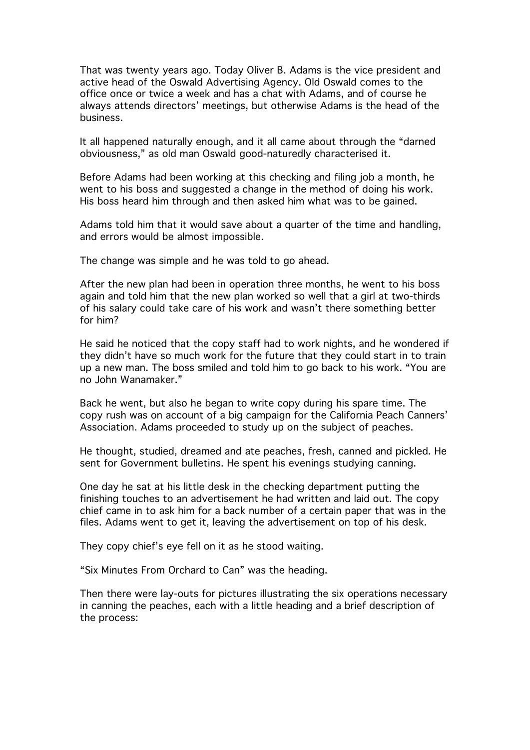That was twenty years ago. Today Oliver B. Adams is the vice president and active head of the Oswald Advertising Agency. Old Oswald comes to the office once or twice a week and has a chat with Adams, and of course he always attends directors' meetings, but otherwise Adams is the head of the business.

It all happened naturally enough, and it all came about through the "darned obviousness," as old man Oswald good-naturedly characterised it.

Before Adams had been working at this checking and filing job a month, he went to his boss and suggested a change in the method of doing his work. His boss heard him through and then asked him what was to be gained.

Adams told him that it would save about a quarter of the time and handling, and errors would be almost impossible.

The change was simple and he was told to go ahead.

After the new plan had been in operation three months, he went to his boss again and told him that the new plan worked so well that a girl at two-thirds of his salary could take care of his work and wasn't there something better for him?

He said he noticed that the copy staff had to work nights, and he wondered if they didn't have so much work for the future that they could start in to train up a new man. The boss smiled and told him to go back to his work. "You are no John Wanamaker."

Back he went, but also he began to write copy during his spare time. The copy rush was on account of a big campaign for the California Peach Canners' Association. Adams proceeded to study up on the subject of peaches.

He thought, studied, dreamed and ate peaches, fresh, canned and pickled. He sent for Government bulletins. He spent his evenings studying canning.

One day he sat at his little desk in the checking department putting the finishing touches to an advertisement he had written and laid out. The copy chief came in to ask him for a back number of a certain paper that was in the files. Adams went to get it, leaving the advertisement on top of his desk.

They copy chief's eye fell on it as he stood waiting.

"Six Minutes From Orchard to Can" was the heading.

Then there were lay-outs for pictures illustrating the six operations necessary in canning the peaches, each with a little heading and a brief description of the process: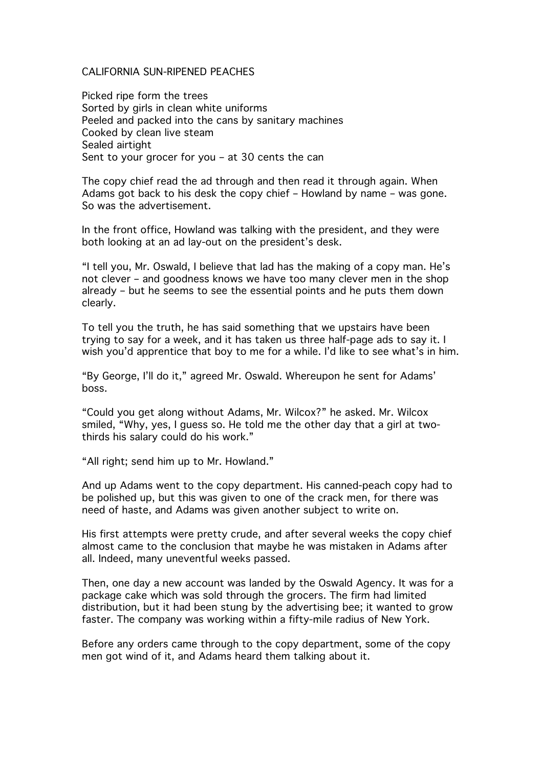CALIFORNIA SUN-RIPENED PEACHES

Picked ripe form the trees
Sorted by girls in clean white uniforms
Peeled and packed into the cans by sanitary machines
Cooked by clean live steam
Sealed airtight
Sent to your grocer for you – at 30 cents the can

The copy chief read the ad through and then read it through again. When Adams got back to his desk the copy chief – Howland by name – was gone. So was the advertisement.

In the front office, Howland was talking with the president, and they were both looking at an ad lay-out on the president's desk.

"I tell you, Mr. Oswald, I believe that lad has the making of a copy man. He's not clever – and goodness knows we have too many clever men in the shop already – but he seems to see the essential points and he puts them down clearly.

To tell you the truth, he has said something that we upstairs have been trying to say for a week, and it has taken us three half-page ads to say it. I wish you'd apprentice that boy to me for a while. I'd like to see what's in him.

"By George, I'll do it," agreed Mr. Oswald. Whereupon he sent for Adams' boss.

"Could you get along without Adams, Mr. Wilcox?" he asked. Mr. Wilcox smiled, "Why, yes, I guess so. He told me the other day that a girl at two-thirds his salary could do his work."

"All right; send him up to Mr. Howland."

And up Adams went to the copy department. His canned-peach copy had to be polished up, but this was given to one of the crack men, for there was need of haste, and Adams was given another subject to write on.

His first attempts were pretty crude, and after several weeks the copy chief almost came to the conclusion that maybe he was mistaken in Adams after all. Indeed, many uneventful weeks passed.

Then, one day a new account was landed by the Oswald Agency. It was for a package cake which was sold through the grocers. The firm had limited distribution, but it had been stung by the advertising bee; it wanted to grow faster. The company was working within a fifty-mile radius of New York.

Before any orders came through to the copy department, some of the copy men got wind of it, and Adams heard them talking about it.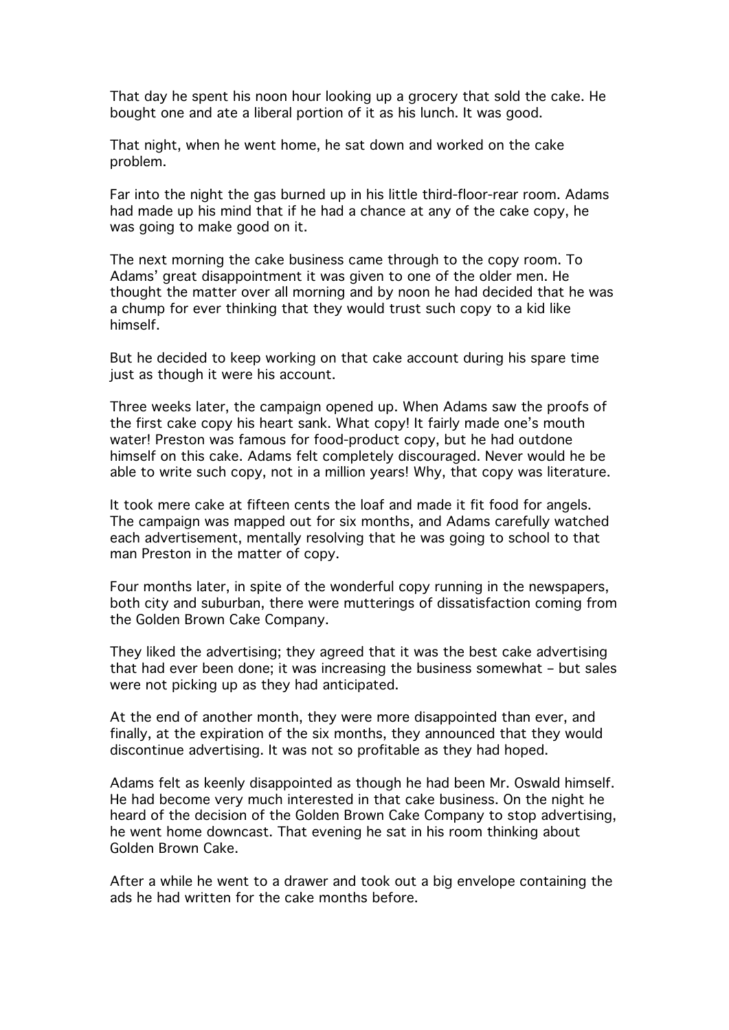That day he spent his noon hour looking up a grocery that sold the cake. He bought one and ate a liberal portion of it as his lunch. It was good.

That night, when he went home, he sat down and worked on the cake problem.

Far into the night the gas burned up in his little third-floor-rear room. Adams had made up his mind that if he had a chance at any of the cake copy, he was going to make good on it.

The next morning the cake business came through to the copy room. To Adams' great disappointment it was given to one of the older men. He thought the matter over all morning and by noon he had decided that he was a chump for ever thinking that they would trust such copy to a kid like himself.

But he decided to keep working on that cake account during his spare time just as though it were his account.

Three weeks later, the campaign opened up. When Adams saw the proofs of the first cake copy his heart sank. What copy! It fairly made one's mouth water! Preston was famous for food-product copy, but he had outdone himself on this cake. Adams felt completely discouraged. Never would he be able to write such copy, not in a million years! Why, that copy was literature.

It took mere cake at fifteen cents the loaf and made it fit food for angels. The campaign was mapped out for six months, and Adams carefully watched each advertisement, mentally resolving that he was going to school to that man Preston in the matter of copy.

Four months later, in spite of the wonderful copy running in the newspapers, both city and suburban, there were mutterings of dissatisfaction coming from the Golden Brown Cake Company.

They liked the advertising; they agreed that it was the best cake advertising that had ever been done; it was increasing the business somewhat – but sales were not picking up as they had anticipated.

At the end of another month, they were more disappointed than ever, and finally, at the expiration of the six months, they announced that they would discontinue advertising. It was not so profitable as they had hoped.

Adams felt as keenly disappointed as though he had been Mr. Oswald himself. He had become very much interested in that cake business. On the night he heard of the decision of the Golden Brown Cake Company to stop advertising, he went home downcast. That evening he sat in his room thinking about Golden Brown Cake.

After a while he went to a drawer and took out a big envelope containing the ads he had written for the cake months before.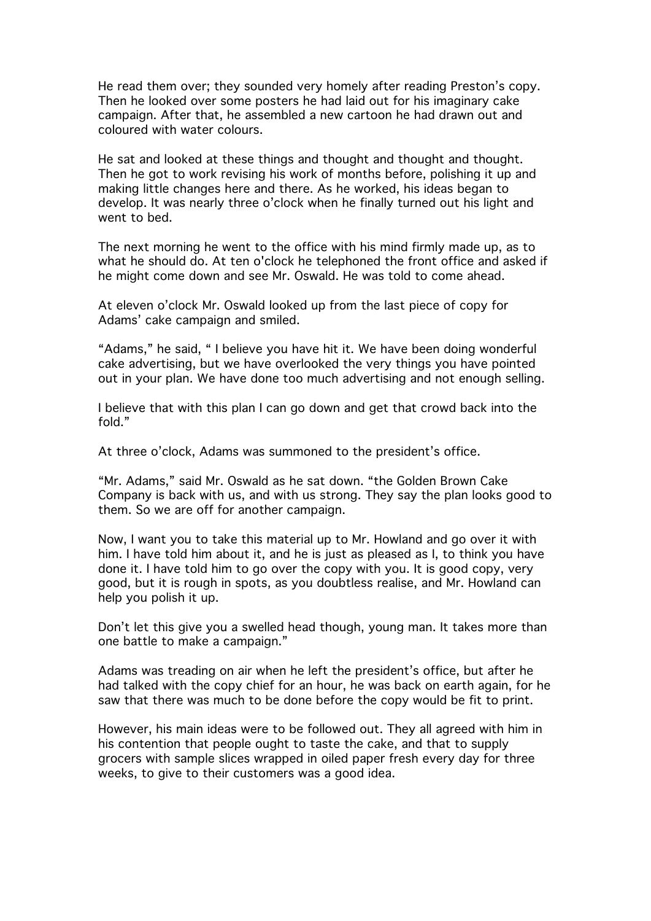He read them over; they sounded very homely after reading Preston's copy. Then he looked over some posters he had laid out for his imaginary cake campaign. After that, he assembled a new cartoon he had drawn out and coloured with water colours.

He sat and looked at these things and thought and thought and thought. Then he got to work revising his work of months before, polishing it up and making little changes here and there. As he worked, his ideas began to develop. It was nearly three o'clock when he finally turned out his light and went to bed.

The next morning he went to the office with his mind firmly made up, as to what he should do. At ten o'clock he telephoned the front office and asked if he might come down and see Mr. Oswald. He was told to come ahead.

At eleven o'clock Mr. Oswald looked up from the last piece of copy for Adams' cake campaign and smiled.

"Adams," he said, " I believe you have hit it. We have been doing wonderful cake advertising, but we have overlooked the very things you have pointed out in your plan. We have done too much advertising and not enough selling.

I believe that with this plan I can go down and get that crowd back into the fold."

At three o'clock, Adams was summoned to the president's office.

"Mr. Adams," said Mr. Oswald as he sat down. "the Golden Brown Cake Company is back with us, and with us strong. They say the plan looks good to them. So we are off for another campaign.

Now, I want you to take this material up to Mr. Howland and go over it with him. I have told him about it, and he is just as pleased as I, to think you have done it. I have told him to go over the copy with you. It is good copy, very good, but it is rough in spots, as you doubtless realise, and Mr. Howland can help you polish it up.

Don't let this give you a swelled head though, young man. It takes more than one battle to make a campaign."

Adams was treading on air when he left the president's office, but after he had talked with the copy chief for an hour, he was back on earth again, for he saw that there was much to be done before the copy would be fit to print.

However, his main ideas were to be followed out. They all agreed with him in his contention that people ought to taste the cake, and that to supply grocers with sample slices wrapped in oiled paper fresh every day for three weeks, to give to their customers was a good idea.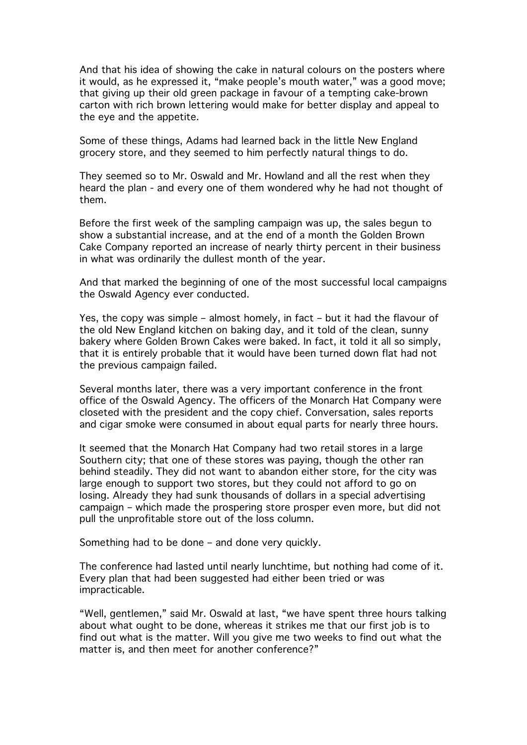And that his idea of showing the cake in natural colours on the posters where it would, as he expressed it, "make people's mouth water," was a good move; that giving up their old green package in favour of a tempting cake-brown carton with rich brown lettering would make for better display and appeal to the eye and the appetite.

Some of these things, Adams had learned back in the little New England grocery store, and they seemed to him perfectly natural things to do.

They seemed so to Mr. Oswald and Mr. Howland and all the rest when they heard the plan - and every one of them wondered why he had not thought of them.

Before the first week of the sampling campaign was up, the sales begun to show a substantial increase, and at the end of a month the Golden Brown Cake Company reported an increase of nearly thirty percent in their business in what was ordinarily the dullest month of the year.

And that marked the beginning of one of the most successful local campaigns the Oswald Agency ever conducted.

Yes, the copy was simple – almost homely, in fact – but it had the flavour of the old New England kitchen on baking day, and it told of the clean, sunny bakery where Golden Brown Cakes were baked. In fact, it told it all so simply, that it is entirely probable that it would have been turned down flat had not the previous campaign failed.

Several months later, there was a very important conference in the front office of the Oswald Agency. The officers of the Monarch Hat Company were closeted with the president and the copy chief. Conversation, sales reports and cigar smoke were consumed in about equal parts for nearly three hours.

It seemed that the Monarch Hat Company had two retail stores in a large Southern city; that one of these stores was paying, though the other ran behind steadily. They did not want to abandon either store, for the city was large enough to support two stores, but they could not afford to go on losing. Already they had sunk thousands of dollars in a special advertising campaign – which made the prospering store prosper even more, but did not pull the unprofitable store out of the loss column.

Something had to be done – and done very quickly.

The conference had lasted until nearly lunchtime, but nothing had come of it. Every plan that had been suggested had either been tried or was impracticable.

"Well, gentlemen," said Mr. Oswald at last, "we have spent three hours talking about what ought to be done, whereas it strikes me that our first job is to find out what is the matter. Will you give me two weeks to find out what the matter is, and then meet for another conference?"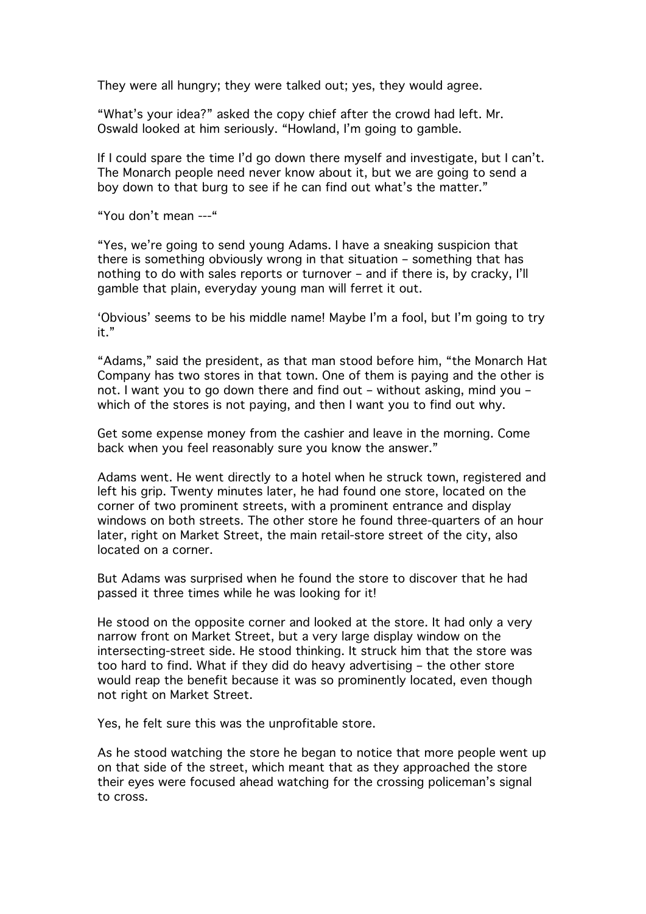They were all hungry; they were talked out; yes, they would agree.

“What’s your idea?” asked the copy chief after the crowd had left. Mr. Oswald looked at him seriously. “Howland, I’m going to gamble.

If I could spare the time I’d go down there myself and investigate, but I can’t. The Monarch people need never know about it, but we are going to send a boy down to that burg to see if he can find out what’s the matter.”

“You don’t mean ---“

“Yes, we’re going to send young Adams. I have a sneaking suspicion that there is something obviously wrong in that situation – something that has nothing to do with sales reports or turnover – and if there is, by cracky, I’ll gamble that plain, everyday young man will ferret it out.

‘Obvious’ seems to be his middle name! Maybe I’m a fool, but I’m going to try it.”

“Adams,” said the president, as that man stood before him, “the Monarch Hat Company has two stores in that town. One of them is paying and the other is not. I want you to go down there and find out – without asking, mind you – which of the stores is not paying, and then I want you to find out why.

Get some expense money from the cashier and leave in the morning. Come back when you feel reasonably sure you know the answer.”

Adams went. He went directly to a hotel when he struck town, registered and left his grip. Twenty minutes later, he had found one store, located on the corner of two prominent streets, with a prominent entrance and display windows on both streets. The other store he found three-quarters of an hour later, right on Market Street, the main retail-store street of the city, also located on a corner.

But Adams was surprised when he found the store to discover that he had passed it three times while he was looking for it!

He stood on the opposite corner and looked at the store. It had only a very narrow front on Market Street, but a very large display window on the intersecting-street side. He stood thinking. It struck him that the store was too hard to find. What if they did do heavy advertising – the other store would reap the benefit because it was so prominently located, even though not right on Market Street.

Yes, he felt sure this was the unprofitable store.

As he stood watching the store he began to notice that more people went up on that side of the street, which meant that as they approached the store their eyes were focused ahead watching for the crossing policeman’s signal to cross.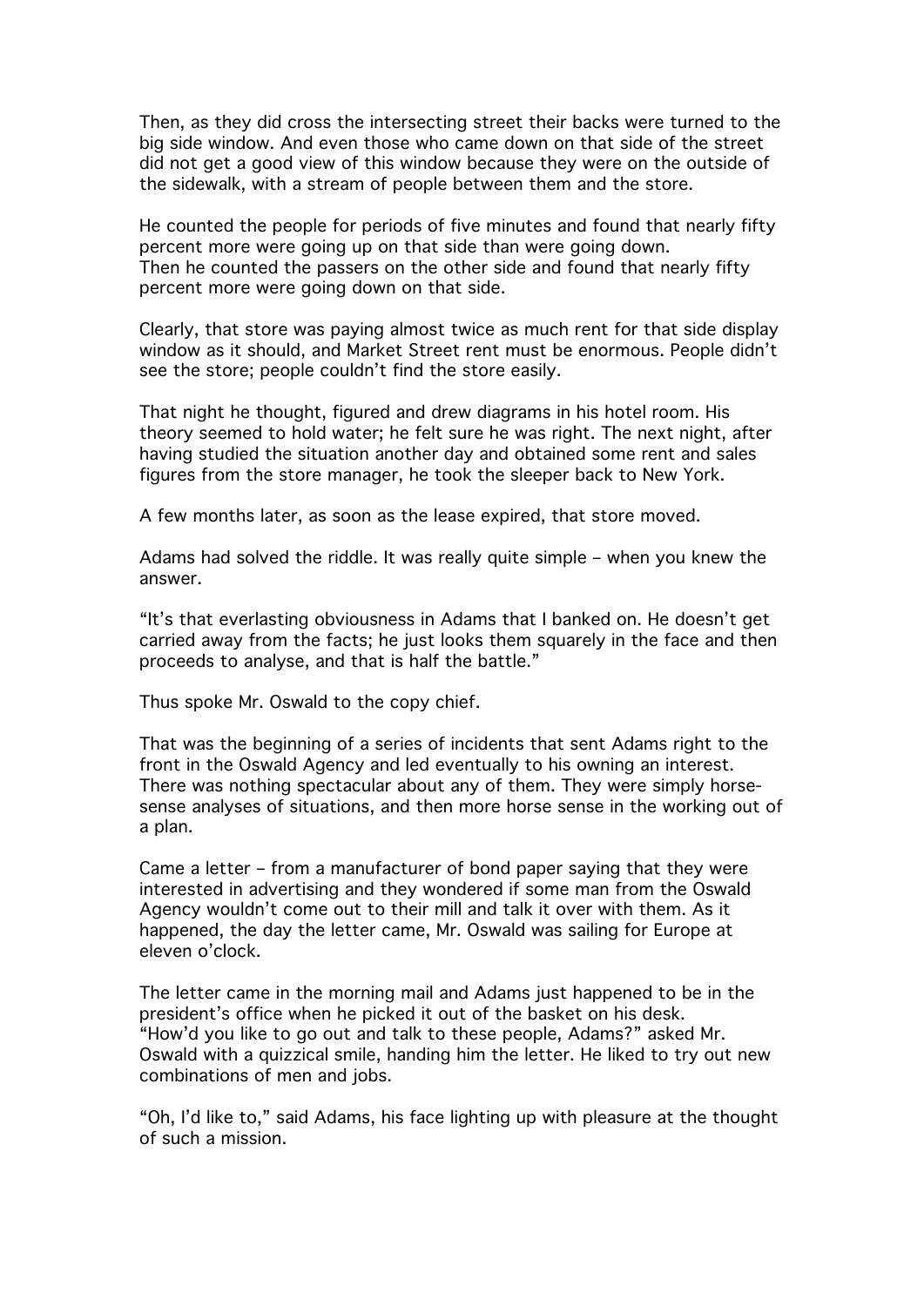Then, as they did cross the intersecting street their backs were turned to the big side window. And even those who came down on that side of the street did not get a good view of this window because they were on the outside of the sidewalk, with a stream of people between them and the store.

He counted the people for periods of five minutes and found that nearly fifty percent more were going up on that side than were going down.
Then he counted the passers on the other side and found that nearly fifty percent more were going down on that side.

Clearly, that store was paying almost twice as much rent for that side display window as it should, and Market Street rent must be enormous. People didn't see the store; people couldn't find the store easily.

That night he thought, figured and drew diagrams in his hotel room. His theory seemed to hold water; he felt sure he was right. The next night, after having studied the situation another day and obtained some rent and sales figures from the store manager, he took the sleeper back to New York.

A few months later, as soon as the lease expired, that store moved.

Adams had solved the riddle. It was really quite simple – when you knew the answer.

"It's that everlasting obviousness in Adams that I banked on. He doesn't get carried away from the facts; he just looks them squarely in the face and then proceeds to analyse, and that is half the battle."

Thus spoke Mr. Oswald to the copy chief.

That was the beginning of a series of incidents that sent Adams right to the front in the Oswald Agency and led eventually to his owning an interest. There was nothing spectacular about any of them. They were simply horse-sense analyses of situations, and then more horse sense in the working out of a plan.

Came a letter – from a manufacturer of bond paper saying that they were interested in advertising and they wondered if some man from the Oswald Agency wouldn't come out to their mill and talk it over with them. As it happened, the day the letter came, Mr. Oswald was sailing for Europe at eleven o'clock.

The letter came in the morning mail and Adams just happened to be in the president's office when he picked it out of the basket on his desk.
"How'd you like to go out and talk to these people, Adams?" asked Mr. Oswald with a quizzical smile, handing him the letter. He liked to try out new combinations of men and jobs.

"Oh, I'd like to," said Adams, his face lighting up with pleasure at the thought of such a mission.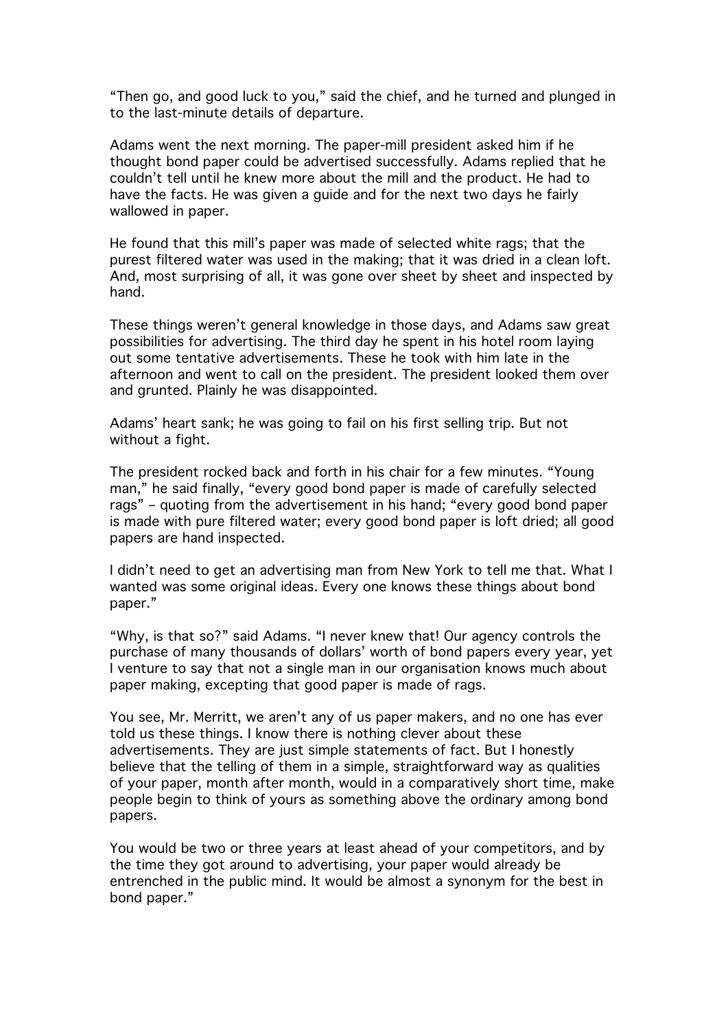"Then go, and good luck to you," said the chief, and he turned and plunged in to the last-minute details of departure.

Adams went the next morning. The paper-mill president asked him if he thought bond paper could be advertised successfully. Adams replied that he couldn't tell until he knew more about the mill and the product. He had to have the facts. He was given a guide and for the next two days he fairly wallowed in paper.

He found that this mill's paper was made of selected white rags; that the purest filtered water was used in the making; that it was dried in a clean loft. And, most surprising of all, it was gone over sheet by sheet and inspected by hand.

These things weren't general knowledge in those days, and Adams saw great possibilities for advertising. The third day he spent in his hotel room laying out some tentative advertisements. These he took with him late in the afternoon and went to call on the president. The president looked them over and grunted. Plainly he was disappointed.

Adams' heart sank; he was going to fail on his first selling trip. But not without a fight.

The president rocked back and forth in his chair for a few minutes. "Young man," he said finally, "every good bond paper is made of carefully selected rags" – quoting from the advertisement in his hand; "every good bond paper is made with pure filtered water; every good bond paper is loft dried; all good papers are hand inspected.

I didn't need to get an advertising man from New York to tell me that. What I wanted was some original ideas. Every one knows these things about bond paper."

"Why, is that so?" said Adams. "I never knew that! Our agency controls the purchase of many thousands of dollars' worth of bond papers every year, yet I venture to say that not a single man in our organisation knows much about paper making, excepting that good paper is made of rags.

You see, Mr. Merritt, we aren't any of us paper makers, and no one has ever told us these things. I know there is nothing clever about these advertisements. They are just simple statements of fact. But I honestly believe that the telling of them in a simple, straightforward way as qualities of your paper, month after month, would in a comparatively short time, make people begin to think of yours as something above the ordinary among bond papers.

You would be two or three years at least ahead of your competitors, and by the time they got around to advertising, your paper would already be entrenched in the public mind. It would be almost a synonym for the best in bond paper."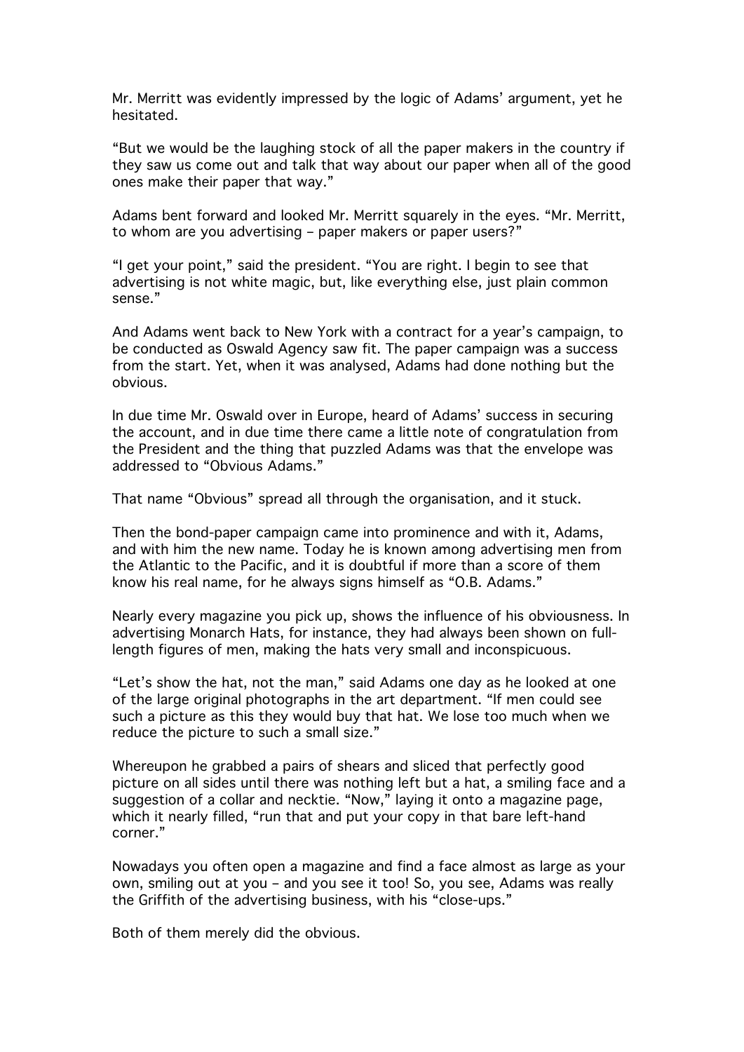Mr. Merritt was evidently impressed by the logic of Adams' argument, yet he hesitated.

"But we would be the laughing stock of all the paper makers in the country if they saw us come out and talk that way about our paper when all of the good ones make their paper that way."

Adams bent forward and looked Mr. Merritt squarely in the eyes. "Mr. Merritt, to whom are you advertising – paper makers or paper users?"

"I get your point," said the president. "You are right. I begin to see that advertising is not white magic, but, like everything else, just plain common sense."

And Adams went back to New York with a contract for a year's campaign, to be conducted as Oswald Agency saw fit. The paper campaign was a success from the start. Yet, when it was analysed, Adams had done nothing but the obvious.

In due time Mr. Oswald over in Europe, heard of Adams' success in securing the account, and in due time there came a little note of congratulation from the President and the thing that puzzled Adams was that the envelope was addressed to "Obvious Adams."

That name "Obvious" spread all through the organisation, and it stuck.

Then the bond-paper campaign came into prominence and with it, Adams, and with him the new name. Today he is known among advertising men from the Atlantic to the Pacific, and it is doubtful if more than a score of them know his real name, for he always signs himself as "O.B. Adams."

Nearly every magazine you pick up, shows the influence of his obviousness. In advertising Monarch Hats, for instance, they had always been shown on full-length figures of men, making the hats very small and inconspicuous.

"Let's show the hat, not the man," said Adams one day as he looked at one of the large original photographs in the art department. "If men could see such a picture as this they would buy that hat. We lose too much when we reduce the picture to such a small size."

Whereupon he grabbed a pairs of shears and sliced that perfectly good picture on all sides until there was nothing left but a hat, a smiling face and a suggestion of a collar and necktie. "Now," laying it onto a magazine page, which it nearly filled, "run that and put your copy in that bare left-hand corner."

Nowadays you often open a magazine and find a face almost as large as your own, smiling out at you – and you see it too! So, you see, Adams was really the Griffith of the advertising business, with his "close-ups."

Both of them merely did the obvious.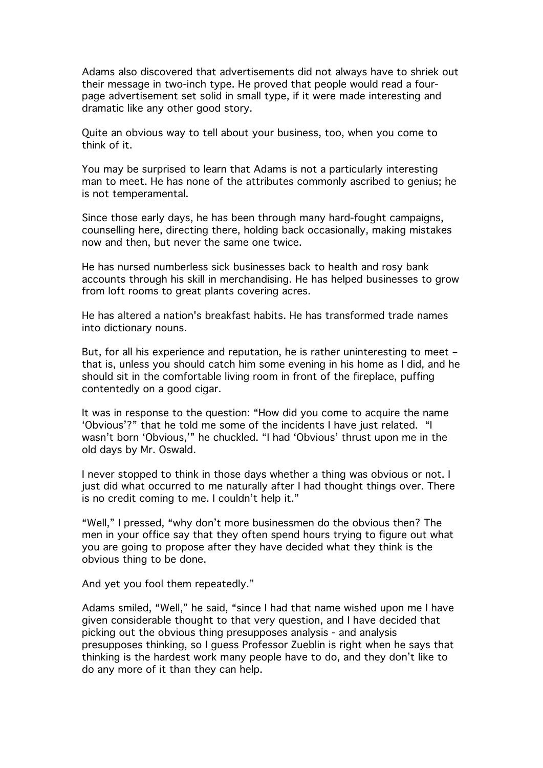Adams also discovered that advertisements did not always have to shriek out their message in two-inch type. He proved that people would read a four-page advertisement set solid in small type, if it were made interesting and dramatic like any other good story.

Quite an obvious way to tell about your business, too, when you come to think of it.

You may be surprised to learn that Adams is not a particularly interesting man to meet. He has none of the attributes commonly ascribed to genius; he is not temperamental.

Since those early days, he has been through many hard-fought campaigns, counselling here, directing there, holding back occasionally, making mistakes now and then, but never the same one twice.

He has nursed numberless sick businesses back to health and rosy bank accounts through his skill in merchandising. He has helped businesses to grow from loft rooms to great plants covering acres.

He has altered a nation's breakfast habits. He has transformed trade names into dictionary nouns.

But, for all his experience and reputation, he is rather uninteresting to meet – that is, unless you should catch him some evening in his home as I did, and he should sit in the comfortable living room in front of the fireplace, puffing contentedly on a good cigar.

It was in response to the question: "How did you come to acquire the name 'Obvious'?" that he told me some of the incidents I have just related. "I wasn't born 'Obvious,'" he chuckled. "I had 'Obvious' thrust upon me in the old days by Mr. Oswald.

I never stopped to think in those days whether a thing was obvious or not. I just did what occurred to me naturally after I had thought things over. There is no credit coming to me. I couldn't help it."

"Well," I pressed, "why don't more businessmen do the obvious then? The men in your office say that they often spend hours trying to figure out what you are going to propose after they have decided what they think is the obvious thing to be done.

And yet you fool them repeatedly."

Adams smiled, "Well," he said, "since I had that name wished upon me I have given considerable thought to that very question, and I have decided that picking out the obvious thing presupposes analysis - and analysis presupposes thinking, so I guess Professor Zueblin is right when he says that thinking is the hardest work many people have to do, and they don't like to do any more of it than they can help.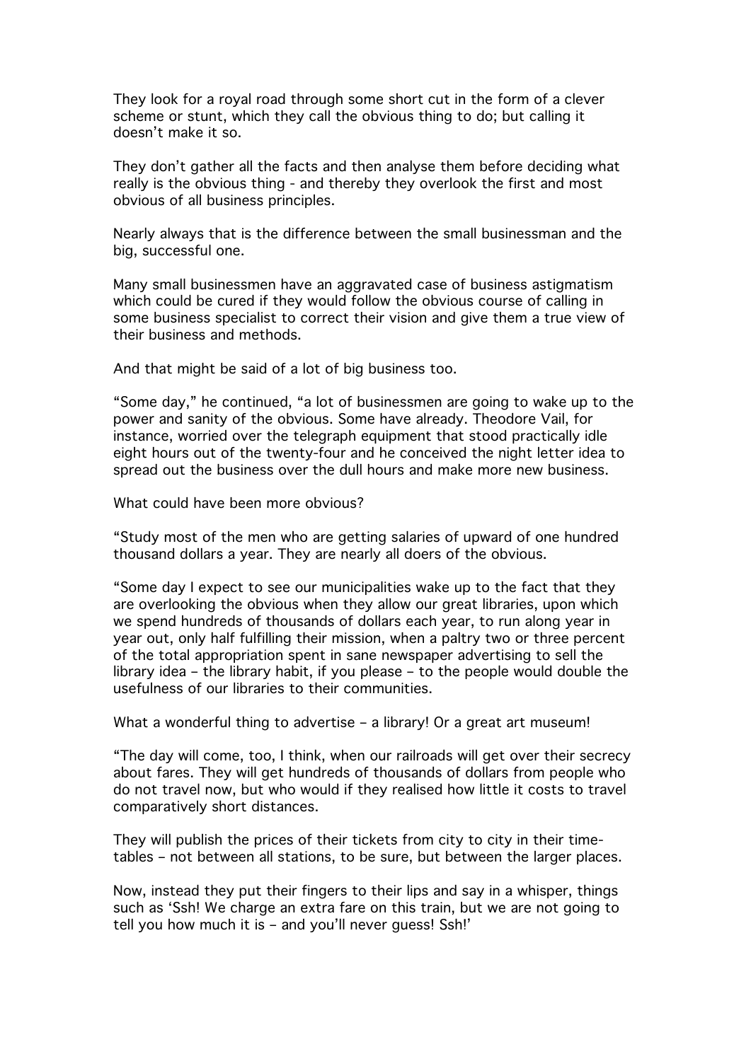They look for a royal road through some short cut in the form of a clever scheme or stunt, which they call the obvious thing to do; but calling it doesn't make it so.

They don't gather all the facts and then analyse them before deciding what really is the obvious thing - and thereby they overlook the first and most obvious of all business principles.

Nearly always that is the difference between the small businessman and the big, successful one.

Many small businessmen have an aggravated case of business astigmatism which could be cured if they would follow the obvious course of calling in some business specialist to correct their vision and give them a true view of their business and methods.

And that might be said of a lot of big business too.

"Some day," he continued, "a lot of businessmen are going to wake up to the power and sanity of the obvious. Some have already. Theodore Vail, for instance, worried over the telegraph equipment that stood practically idle eight hours out of the twenty-four and he conceived the night letter idea to spread out the business over the dull hours and make more new business.

What could have been more obvious?

"Study most of the men who are getting salaries of upward of one hundred thousand dollars a year. They are nearly all doers of the obvious.

"Some day I expect to see our municipalities wake up to the fact that they are overlooking the obvious when they allow our great libraries, upon which we spend hundreds of thousands of dollars each year, to run along year in year out, only half fulfilling their mission, when a paltry two or three percent of the total appropriation spent in sane newspaper advertising to sell the library idea – the library habit, if you please – to the people would double the usefulness of our libraries to their communities.

What a wonderful thing to advertise – a library! Or a great art museum!

"The day will come, too, I think, when our railroads will get over their secrecy about fares. They will get hundreds of thousands of dollars from people who do not travel now, but who would if they realised how little it costs to travel comparatively short distances.

They will publish the prices of their tickets from city to city in their time-tables – not between all stations, to be sure, but between the larger places.

Now, instead they put their fingers to their lips and say in a whisper, things such as 'Ssh! We charge an extra fare on this train, but we are not going to tell you how much it is – and you'll never guess! Ssh!'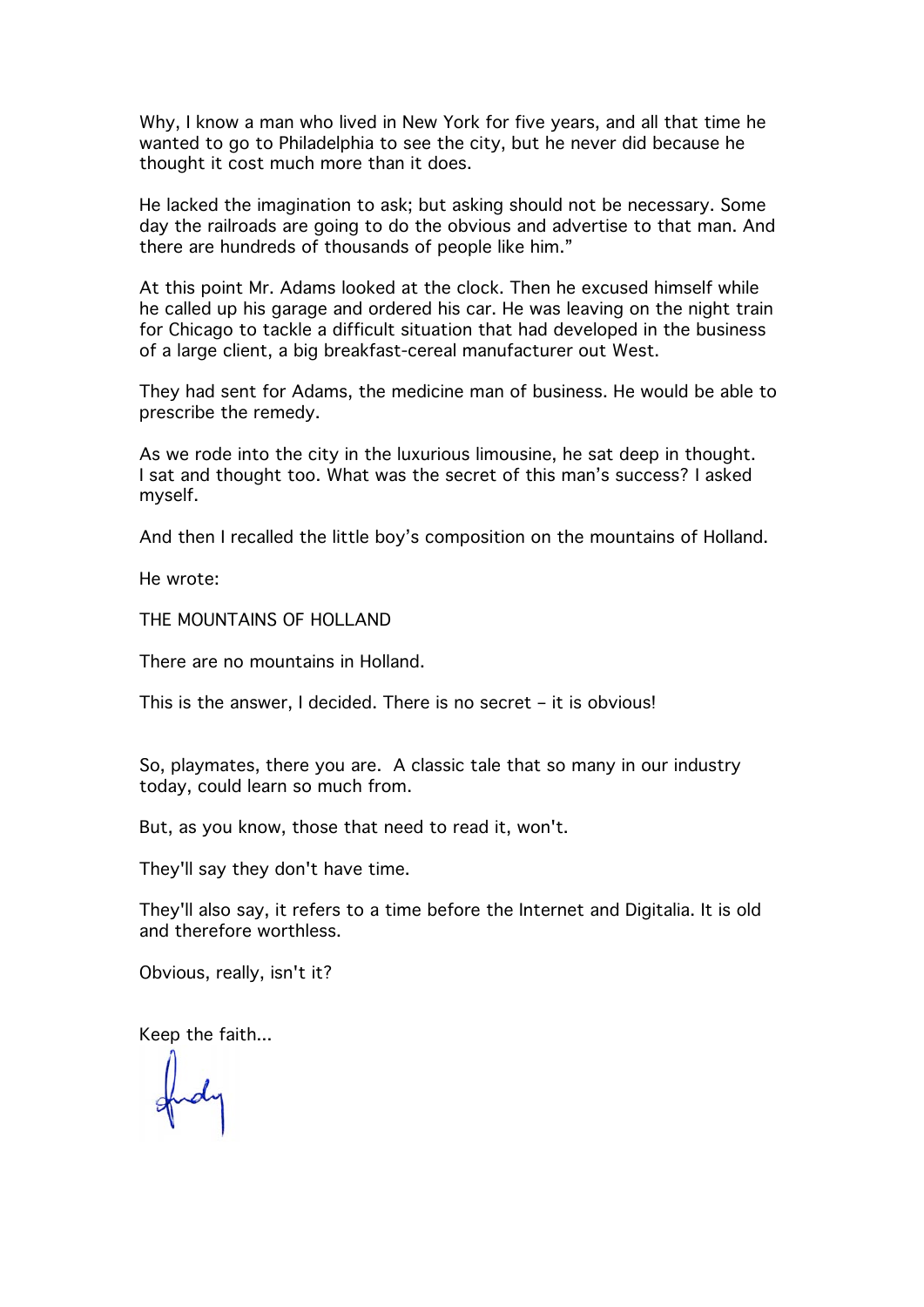Why, I know a man who lived in New York for five years, and all that time he wanted to go to Philadelphia to see the city, but he never did because he thought it cost much more than it does.

He lacked the imagination to ask; but asking should not be necessary. Some day the railroads are going to do the obvious and advertise to that man. And there are hundreds of thousands of people like him."

At this point Mr. Adams looked at the clock. Then he excused himself while he called up his garage and ordered his car. He was leaving on the night train for Chicago to tackle a difficult situation that had developed in the business of a large client, a big breakfast-cereal manufacturer out West.

They had sent for Adams, the medicine man of business. He would be able to prescribe the remedy.

As we rode into the city in the luxurious limousine, he sat deep in thought. I sat and thought too. What was the secret of this man's success? I asked myself.

And then I recalled the little boy's composition on the mountains of Holland.

He wrote:

THE MOUNTAINS OF HOLLAND

There are no mountains in Holland.

This is the answer, I decided. There is no secret – it is obvious!

So, playmates, there you are. A classic tale that so many in our industry today, could learn so much from.

But, as you know, those that need to read it, won't.

They'll say they don't have time.

They'll also say, it refers to a time before the Internet and Digitalia. It is old and therefore worthless.

Obvious, really, isn't it?

Keep the faith...

Andy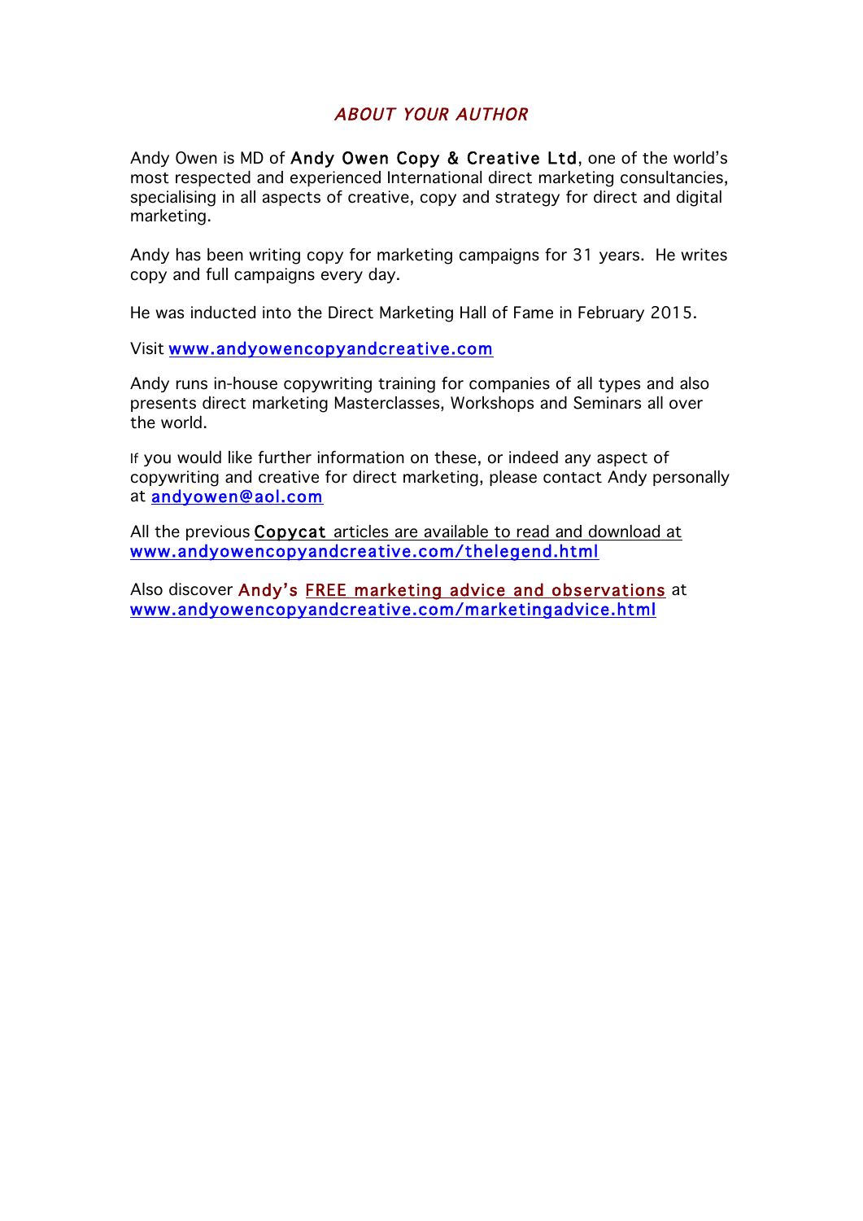## *ABOUT YOUR AUTHOR*

Andy Owen is MD of **Andy Owen Copy & Creative Ltd**, one of the world's most respected and experienced International direct marketing consultancies, specialising in all aspects of creative, copy and strategy for direct and digital marketing.

Andy has been writing copy for marketing campaigns for 31 years. He writes copy and full campaigns every day.

He was inducted into the Direct Marketing Hall of Fame in February 2015.

Visit www.andyowencopyandcreative.com

Andy runs in-house copywriting training for companies of all types and also presents direct marketing Masterclasses, Workshops and Seminars all over the world.

If you would like further information on these, or indeed any aspect of copywriting and creative for direct marketing, please contact Andy personally at andyowen@aol.com

All the previous **Copycat** articles are available to read and download at www.andyowencopyandcreative.com/thelegend.html

Also discover **Andy's FREE marketing advice and observations** at www.andyowencopyandcreative.com/marketingadvice.html